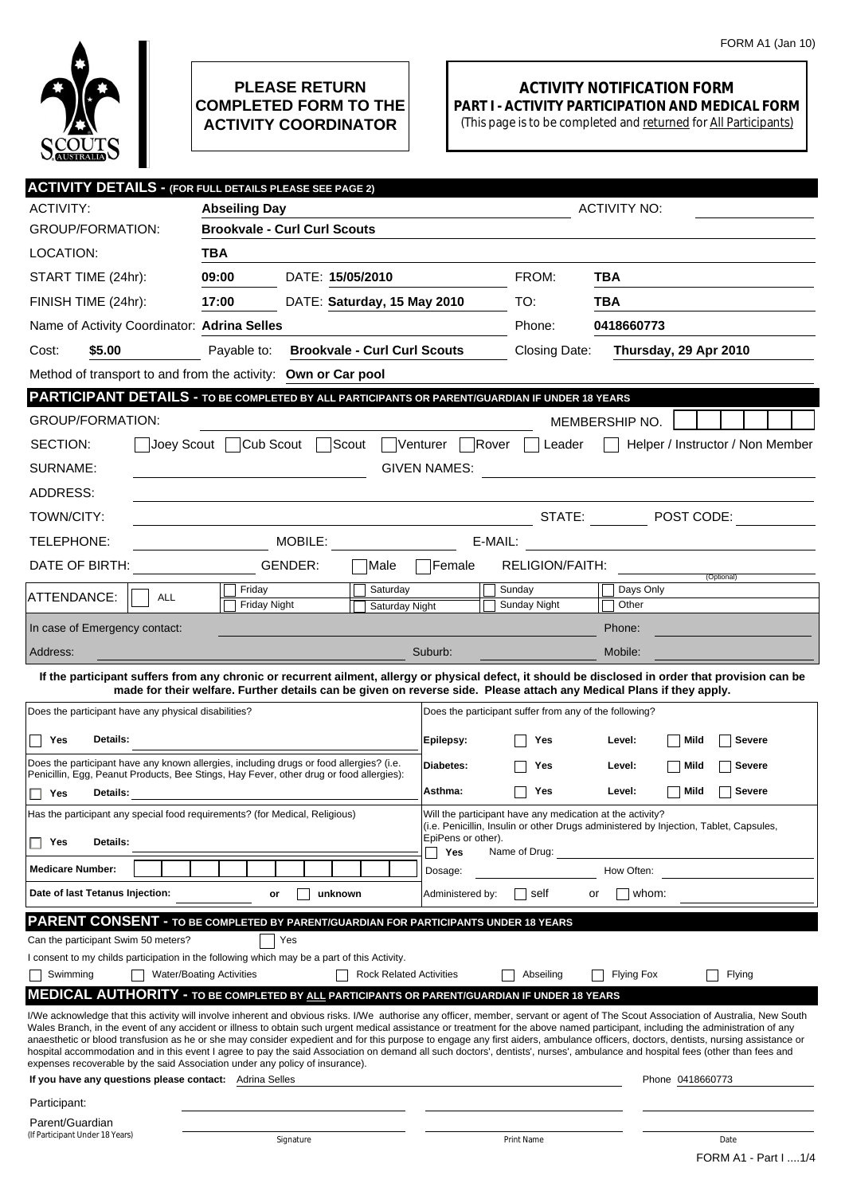FORM A1 (Jan 10)

**PLEASE RETURN COMPLETED FORM TO THE ACTIVITY COORDINATOR**

# ACTIVITY NOTIFICATION FORM

## PART I - ACTIVITY PARTICIPATION AND MEDICAL FORM

(This page is to be completed and returned for All Participants)

## ACTIVITY DETAILS - (FOR FULL DETAILS PLEASE SEE PAGE 2)

ACTIVITY: **Abseiling Day** ACTIVITY NO:

GROUP/FORMATION: **Brookvale - Curl Curl Scouts**

LOCATION: **TBA**

START TIME (24hr): **09:00** DATE: **15/05/2010** FROM: **TBA**

FINISH TIME (24hr): **17:00** DATE: **Saturday, 15 May 2010** TO: **TBA**

Name of Activity Coordinator: **Adrina Selles** Phone: **0418660773**

Cost: **$5.00** Payable to: **Brookvale - Curl Curl Scouts** Closing Date: **Thursday, 29 Apr 2010**

Method of transport to and from the activity: **Own or Car pool**

## PARTICIPANT DETAILS - TO BE COMPLETED BY ALL PARTICIPANTS OR PARENT/GUARDIAN IF UNDER 18 YEARS

GROUP/FORMATION: MEMBERSHIP NO.

SECTION: ☐ Joey Scout ☐ Cub Scout ☐ Scout ☐ Venturer ☐ Rover ☐ Leader ☐ Helper / Instructor / Non Member

SURNAME: GIVEN NAMES:

ADDRESS:

TOWN/CITY: STATE: POST CODE:

TELEPHONE: MOBILE: E-MAIL:

DATE OF BIRTH: GENDER: ☐ Male ☐ Female RELIGION/FAITH: (Optional)

ATTENDANCE: ☐ ALL ☐ Friday ☐ Friday Night ☐ Saturday ☐ Saturday Night ☐ Sunday ☐ Sunday Night ☐ Days Only ☐ Other

In case of Emergency contact: Phone:

Address: Suburb: Mobile:

**If the participant suffers from any chronic or recurrent ailment, allergy or physical defect, it should be disclosed in order that provision can be made for their welfare. Further details can be given on reverse side. Please attach any Medical Plans if they apply.**

Does the participant have any physical disabilities?

☐ Yes **Details:**

Does the participant have any known allergies, including drugs or food allergies? (i.e. Penicillin, Egg, Peanut Products, Bee Stings, Hay Fever, other drug or food allergies):

☐ Yes **Details:**

Has the participant any special food requirements? (for Medical, Religious)

☐ Yes **Details:**

**Medicare Number:**

**Date of last Tetanus Injection:** or ☐ unknown

Does the participant suffer from any of the following?

**Epilepsy:** ☐ Yes **Level:** ☐ **Mild** ☐ **Severe**

**Diabetes:** ☐ Yes **Level:** ☐ **Mild** ☐ **Severe**

**Asthma:** ☐ Yes **Level:** ☐ **Mild** ☐ **Severe**

Will the participant have any medication at the activity? (i.e. Penicillin, Insulin or other Drugs administered by Injection, Tablet, Capsules, EpiPens or other).

☐ **Yes** Name of Drug:

Dosage: How Often:

Administered by: ☐ self or ☐ whom:

## PARENT CONSENT - TO BE COMPLETED BY PARENT/GUARDIAN FOR PARTICIPANTS UNDER 18 YEARS

Can the participant Swim 50 meters? ☐ Yes

I consent to my childs participation in the following which may be a part of this Activity.

☐ Swimming ☐ Water/Boating Activities ☐ Rock Related Activities ☐ Abseiling ☐ Flying Fox ☐ Flying

## MEDICAL AUTHORITY - TO BE COMPLETED BY ALL PARTICIPANTS OR PARENT/GUARDIAN IF UNDER 18 YEARS

I/We acknowledge that this activity will involve inherent and obvious risks. I/We authorise any officer, member, servant or agent of The Scout Association of Australia, New South Wales Branch, in the event of any accident or illness to obtain such urgent medical assistance or treatment for the above named participant, including the administration of any anaesthetic or blood transfusion as he or she may consider expedient and for this purpose to engage any first aiders, ambulance officers, doctors, dentists, nursing assistance or hospital accommodation and in this event I agree to pay the said Association on demand all such doctors', dentists', nurses', ambulance and hospital fees (other than fees and expenses recoverable by the said Association under any policy of insurance).

**If you have any questions please contact:** Adrina Selles Phone 0418660773

| | Signature | Print Name | Date |
|---|---|---|---|
| Participant: | | | |
| Parent/Guardian (If Participant Under 18 Years) | | | |

FORM A1 - Part I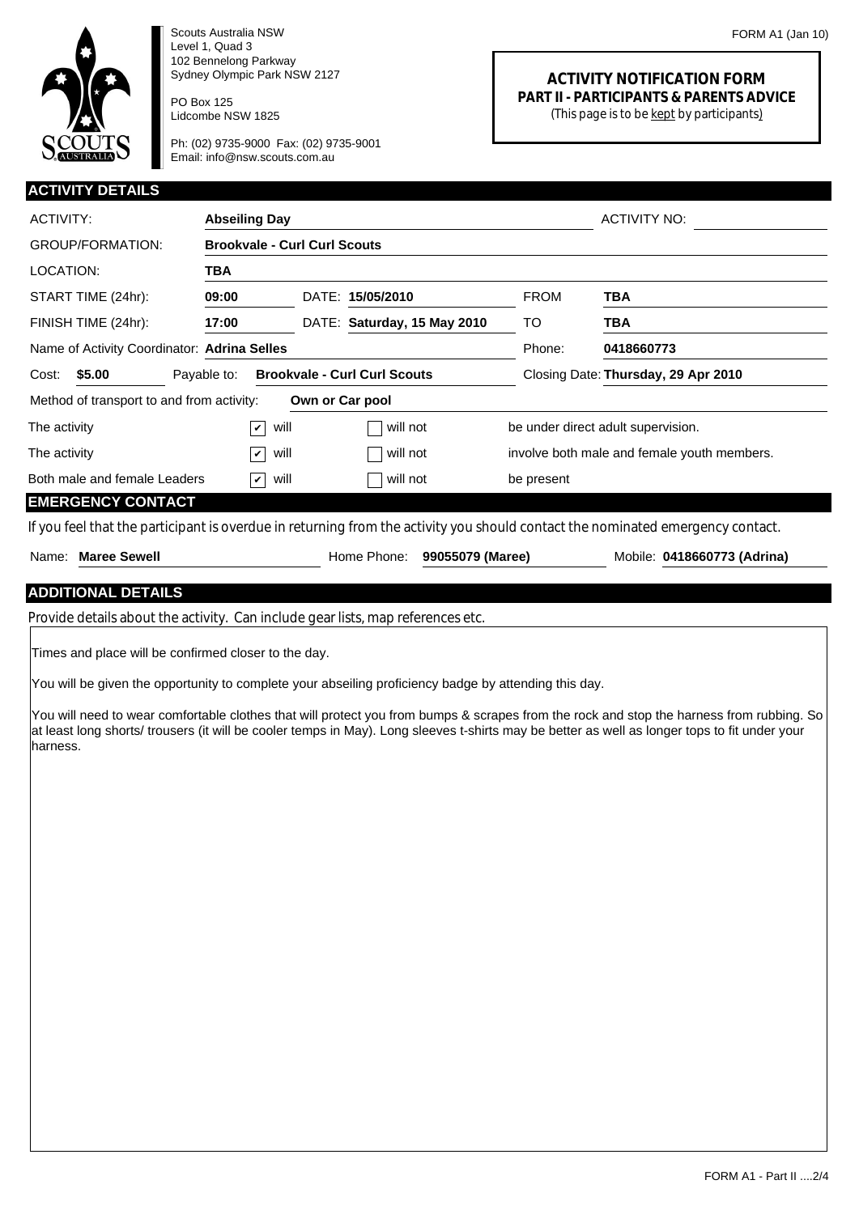Scouts Australia NSW
Level 1, Quad 3
102 Bennelong Parkway
Sydney Olympic Park NSW 2127

PO Box 125
Lidcombe NSW 1825

Ph: (02) 9735-9000 Fax: (02) 9735-9001
Email: info@nsw.scouts.com.au

FORM A1 (Jan 10)

# ACTIVITY NOTIFICATION FORM
## PART II - PARTICIPANTS & PARENTS ADVICE
*(This page is to be kept by participants)*

## ACTIVITY DETAILS

ACTIVITY: **Abseiling Day** ACTIVITY NO:

GROUP/FORMATION: **Brookvale - Curl Curl Scouts**

LOCATION: **TBA**

START TIME (24hr): **09:00** DATE: **15/05/2010** FROM **TBA**

FINISH TIME (24hr): **17:00** DATE: **Saturday, 15 May 2010** TO **TBA**

Name of Activity Coordinator: **Adrina Selles** Phone: **0418660773**

Cost: **$5.00** Payable to: **Brookvale - Curl Curl Scouts** Closing Date: **Thursday, 29 Apr 2010**

Method of transport to and from activity: **Own or Car pool**

The activity ☑ will ☐ will not be under direct adult supervision.

The activity ☑ will ☐ will not involve both male and female youth members.

Both male and female Leaders ☑ will ☐ will not be present

## EMERGENCY CONTACT

If you feel that the participant is overdue in returning from the activity you should contact the nominated emergency contact.

Name: **Maree Sewell** Home Phone: **99055079 (Maree)** Mobile: **0418660773 (Adrina)**

## ADDITIONAL DETAILS

Provide details about the activity. Can include gear lists, map references etc.

Times and place will be confirmed closer to the day.

You will be given the opportunity to complete your abseiling proficiency badge by attending this day.

You will need to wear comfortable clothes that will protect you from bumps & scrapes from the rock and stop the harness from rubbing. So at least long shorts/ trousers (it will be cooler temps in May). Long sleeves t-shirts may be better as well as longer tops to fit under your harness.

FORM A1 - Part II ....2/4